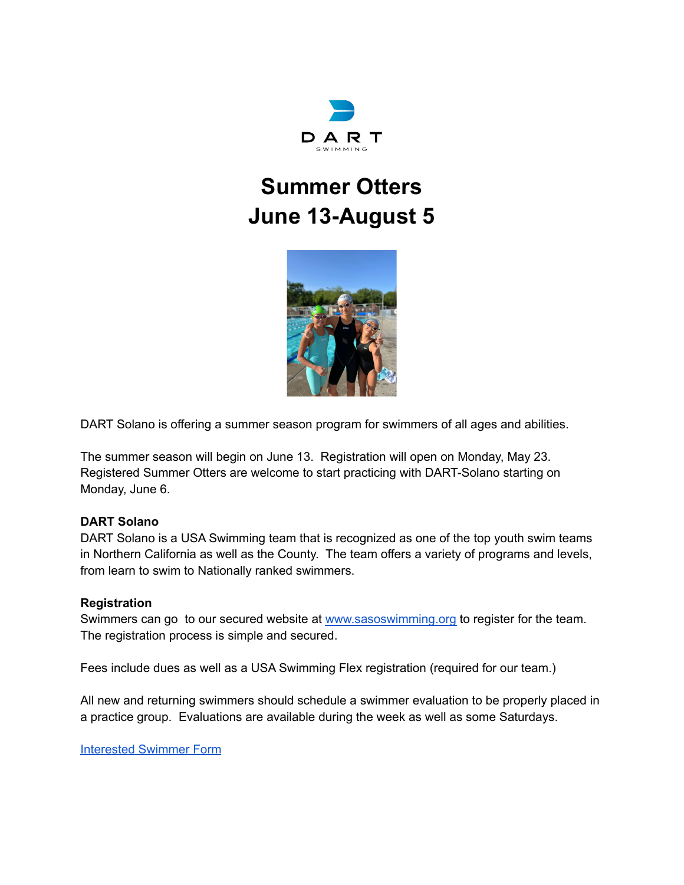# Summer Otters
# June 13-August 5

DART Solano is offering a summer season program for swimmers of all ages and abilities.

The summer season will begin on June 13. Registration will open on Monday, May 23. Registered Summer Otters are welcome to start practicing with DART-Solano starting on Monday, June 6.

**DART Solano**
DART Solano is a USA Swimming team that is recognized as one of the top youth swim teams in Northern California as well as the County. The team offers a variety of programs and levels, from learn to swim to Nationally ranked swimmers.

**Registration**
Swimmers can go to our secured website at [www.sasoswimming.org](www.sasoswimming.org) to register for the team. The registration process is simple and secured.

Fees include dues as well as a USA Swimming Flex registration (required for our team.)

All new and returning swimmers should schedule a swimmer evaluation to be properly placed in a practice group. Evaluations are available during the week as well as some Saturdays.

Interested Swimmer Form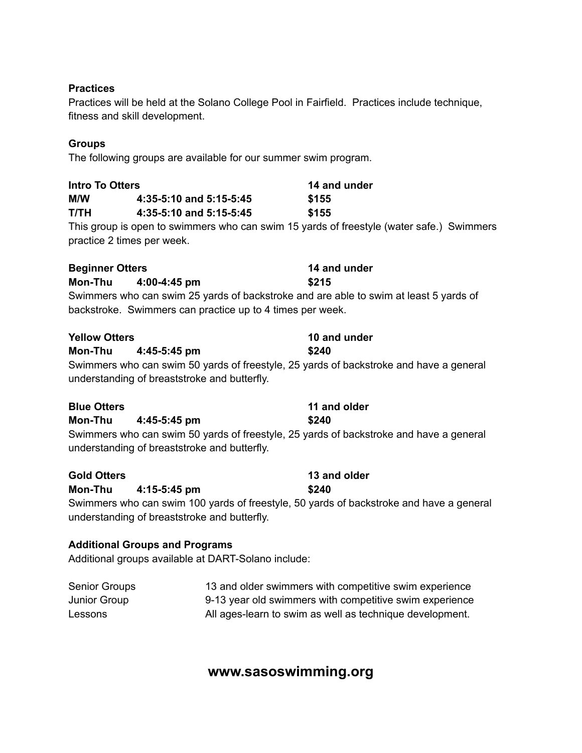**Practices**

Practices will be held at the Solano College Pool in Fairfield. Practices include technique, fitness and skill development.

**Groups**

The following groups are available for our summer swim program.

| **Intro To Otters** | | **14 and under** |
|---|---|---|
| **M/W** | **4:35-5:10 and 5:15-5:45** | **$155** |
| **T/TH** | **4:35-5:10 and 5:15-5:45** | **$155** |

This group is open to swimmers who can swim 15 yards of freestyle (water safe.) Swimmers practice 2 times per week.

| **Beginner Otters** | | **14 and under** |
|---|---|---|
| **Mon-Thu** | **4:00-4:45 pm** | **$215** |

Swimmers who can swim 25 yards of backstroke and are able to swim at least 5 yards of backstroke. Swimmers can practice up to 4 times per week.

| **Yellow Otters** | | **10 and under** |
|---|---|---|
| **Mon-Thu** | **4:45-5:45 pm** | **$240** |

Swimmers who can swim 50 yards of freestyle, 25 yards of backstroke and have a general understanding of breaststroke and butterfly.

| **Blue Otters** | | **11 and older** |
|---|---|---|
| **Mon-Thu** | **4:45-5:45 pm** | **$240** |

Swimmers who can swim 50 yards of freestyle, 25 yards of backstroke and have a general understanding of breaststroke and butterfly.

| **Gold Otters** | | **13 and older** |
|---|---|---|
| **Mon-Thu** | **4:15-5:45 pm** | **$240** |

Swimmers who can swim 100 yards of freestyle, 50 yards of backstroke and have a general understanding of breaststroke and butterfly.

**Additional Groups and Programs**

Additional groups available at DART-Solano include:

| | |
|---|---|
| Senior Groups | 13 and older swimmers with competitive swim experience |
| Junior Group | 9-13 year old swimmers with competitive swim experience |
| Lessons | All ages-learn to swim as well as technique development. |

**www.sasoswimming.org**